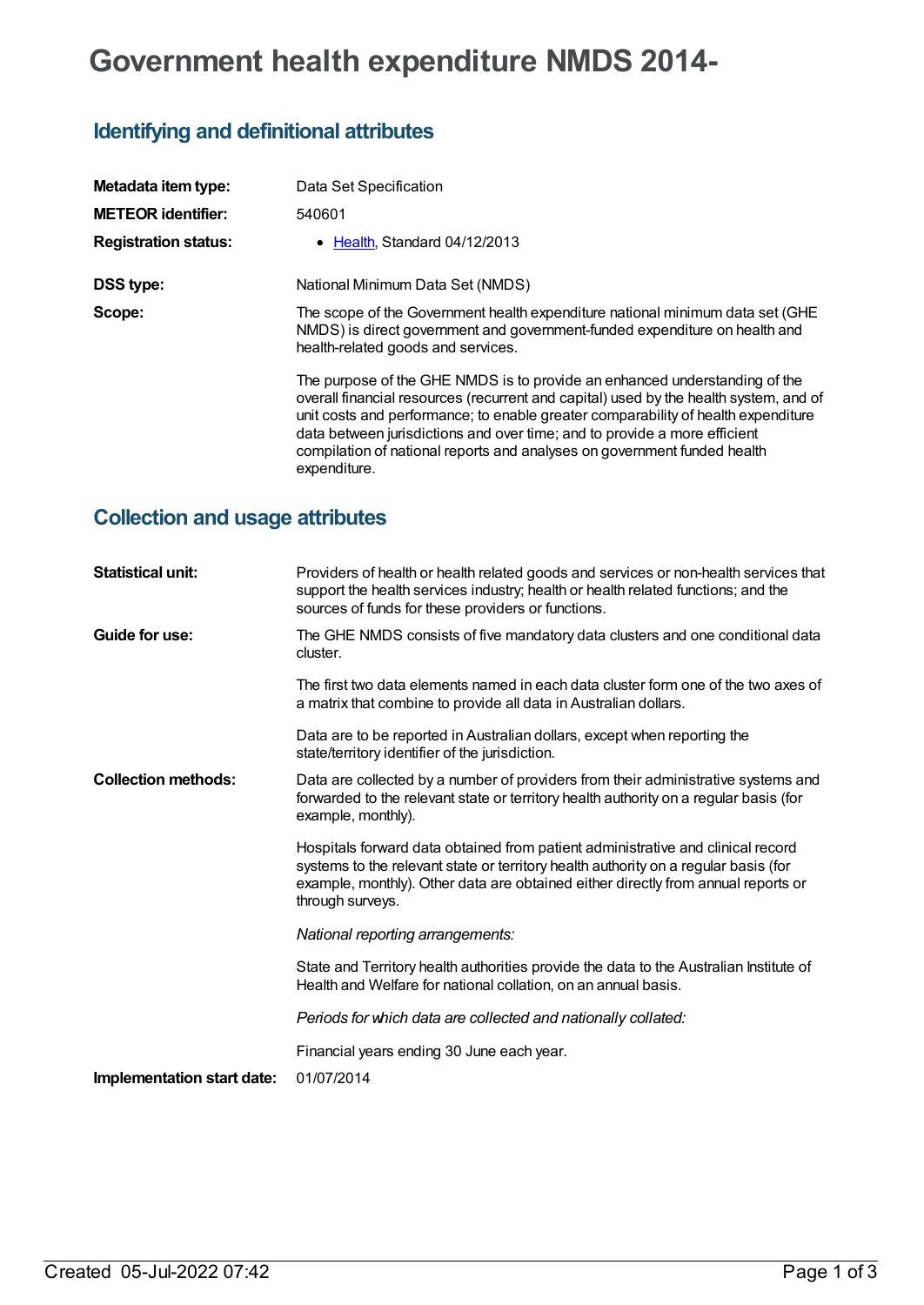# Government health expenditure NMDS 2014-

## Identifying and definitional attributes

| | |
|---|---|
| **Metadata item type:** | Data Set Specification |
| **METEOR identifier:** | 540601 |
| **Registration status:** | • Health, Standard 04/12/2013 |
| **DSS type:** | National Minimum Data Set (NMDS) |
| **Scope:** | The scope of the Government health expenditure national minimum data set (GHE NMDS) is direct government and government-funded expenditure on health and health-related goods and services.<br><br>The purpose of the GHE NMDS is to provide an enhanced understanding of the overall financial resources (recurrent and capital) used by the health system, and of unit costs and performance; to enable greater comparability of health expenditure data between jurisdictions and over time; and to provide a more efficient compilation of national reports and analyses on government funded health expenditure. |

## Collection and usage attributes

| | |
|---|---|
| **Statistical unit:** | Providers of health or health related goods and services or non-health services that support the health services industry; health or health related functions; and the sources of funds for these providers or functions. |
| **Guide for use:** | The GHE NMDS consists of five mandatory data clusters and one conditional data cluster.<br><br>The first two data elements named in each data cluster form one of the two axes of a matrix that combine to provide all data in Australian dollars.<br><br>Data are to be reported in Australian dollars, except when reporting the state/territory identifier of the jurisdiction. |
| **Collection methods:** | Data are collected by a number of providers from their administrative systems and forwarded to the relevant state or territory health authority on a regular basis (for example, monthly).<br><br>Hospitals forward data obtained from patient administrative and clinical record systems to the relevant state or territory health authority on a regular basis (for example, monthly). Other data are obtained either directly from annual reports or through surveys.<br><br>*National reporting arrangements:*<br><br>State and Territory health authorities provide the data to the Australian Institute of Health and Welfare for national collation, on an annual basis.<br><br>*Periods for which data are collected and nationally collated:*<br><br>Financial years ending 30 June each year. |
| **Implementation start date:** | 01/07/2014 |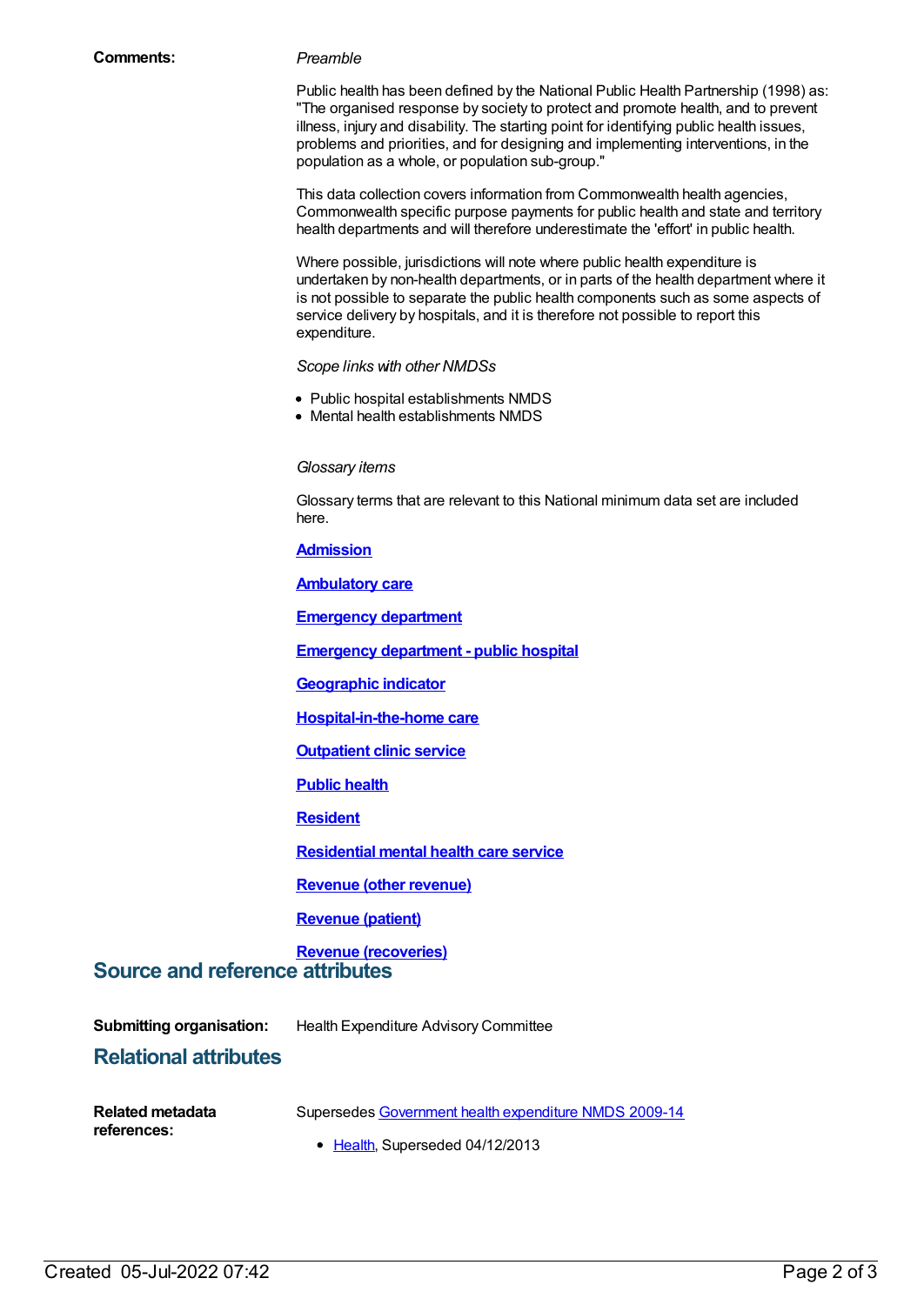**Comments:**

*Preamble*

Public health has been defined by the National Public Health Partnership (1998) as: "The organised response by society to protect and promote health, and to prevent illness, injury and disability. The starting point for identifying public health issues, problems and priorities, and for designing and implementing interventions, in the population as a whole, or population sub-group."

This data collection covers information from Commonwealth health agencies, Commonwealth specific purpose payments for public health and state and territory health departments and will therefore underestimate the 'effort' in public health.

Where possible, jurisdictions will note where public health expenditure is undertaken by non-health departments, or in parts of the health department where it is not possible to separate the public health components such as some aspects of service delivery by hospitals, and it is therefore not possible to report this expenditure.

*Scope links with other NMDSs*

- Public hospital establishments NMDS
- Mental health establishments NMDS

*Glossary items*

Glossary terms that are relevant to this National minimum data set are included here.

**Admission**

**Ambulatory care**

**Emergency department**

**Emergency department - public hospital**

**Geographic indicator**

**Hospital-in-the-home care**

**Outpatient clinic service**

**Public health**

**Resident**

**Residential mental health care service**

**Revenue (other revenue)**

**Revenue (patient)**

**Revenue (recoveries)**

## Source and reference attributes

**Submitting organisation:** Health Expenditure Advisory Committee

## Relational attributes

**Related metadata references:** Supersedes Government health expenditure NMDS 2009-14

- Health, Superseded 04/12/2013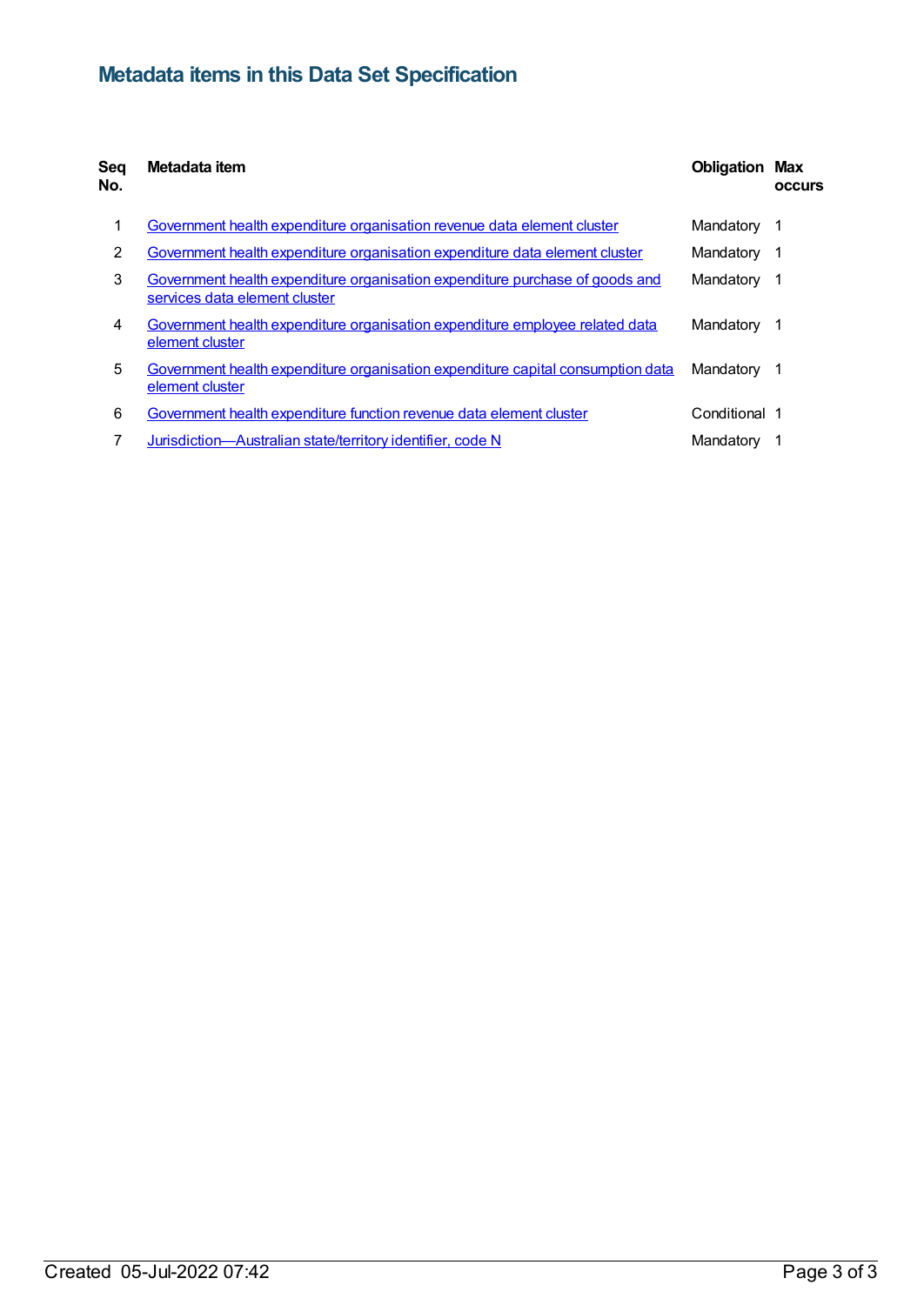## Metadata items in this Data Set Specification

| Seq No. | Metadata item | Obligation | Max occurs |
| --- | --- | --- | --- |
| 1 | Government health expenditure organisation revenue data element cluster | Mandatory | 1 |
| 2 | Government health expenditure organisation expenditure data element cluster | Mandatory | 1 |
| 3 | Government health expenditure organisation expenditure purchase of goods and services data element cluster | Mandatory | 1 |
| 4 | Government health expenditure organisation expenditure employee related data element cluster | Mandatory | 1 |
| 5 | Government health expenditure organisation expenditure capital consumption data element cluster | Mandatory | 1 |
| 6 | Government health expenditure function revenue data element cluster | Conditional | 1 |
| 7 | Jurisdiction—Australian state/territory identifier, code N | Mandatory | 1 |